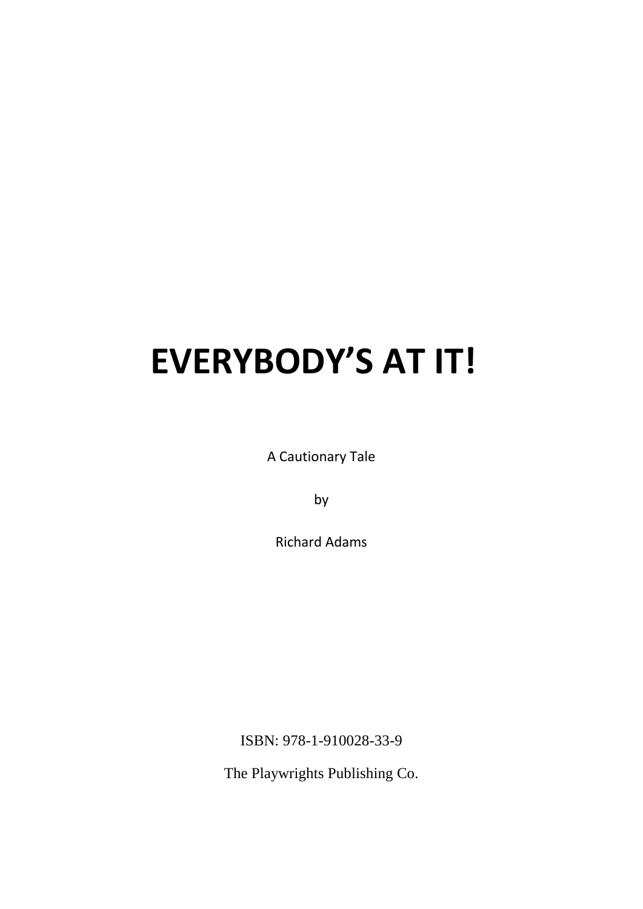# EVERYBODY'S AT IT!

A Cautionary Tale

by

Richard Adams

ISBN: 978-1-910028-33-9

The Playwrights Publishing Co.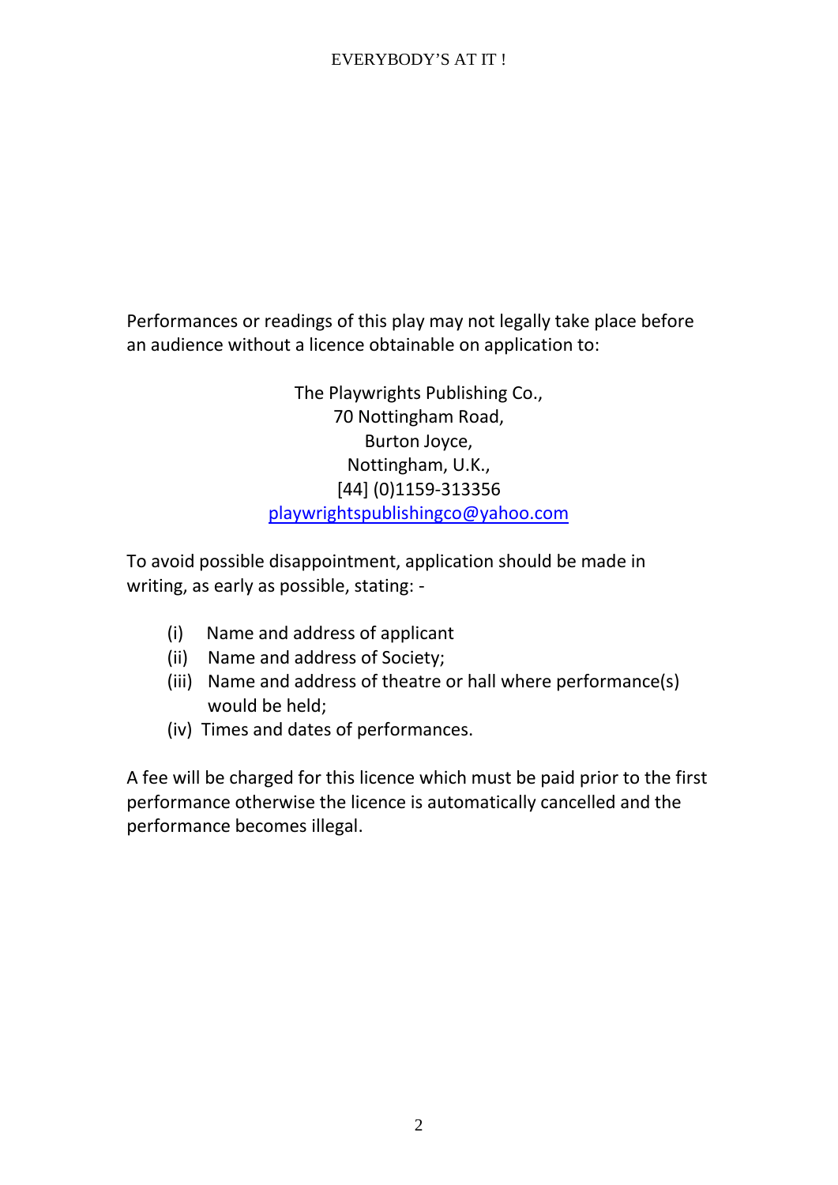Performances or readings of this play may not legally take place before an audience without a licence obtainable on application to:

The Playwrights Publishing Co.,
70 Nottingham Road,
Burton Joyce,
Nottingham, U.K.,
[44] (0)1159-313356
playwrightspublishingco@yahoo.com

To avoid possible disappointment, application should be made in writing, as early as possible, stating: -

(i) Name and address of applicant
(ii) Name and address of Society;
(iii) Name and address of theatre or hall where performance(s) would be held;
(iv) Times and dates of performances.

A fee will be charged for this licence which must be paid prior to the first performance otherwise the licence is automatically cancelled and the performance becomes illegal.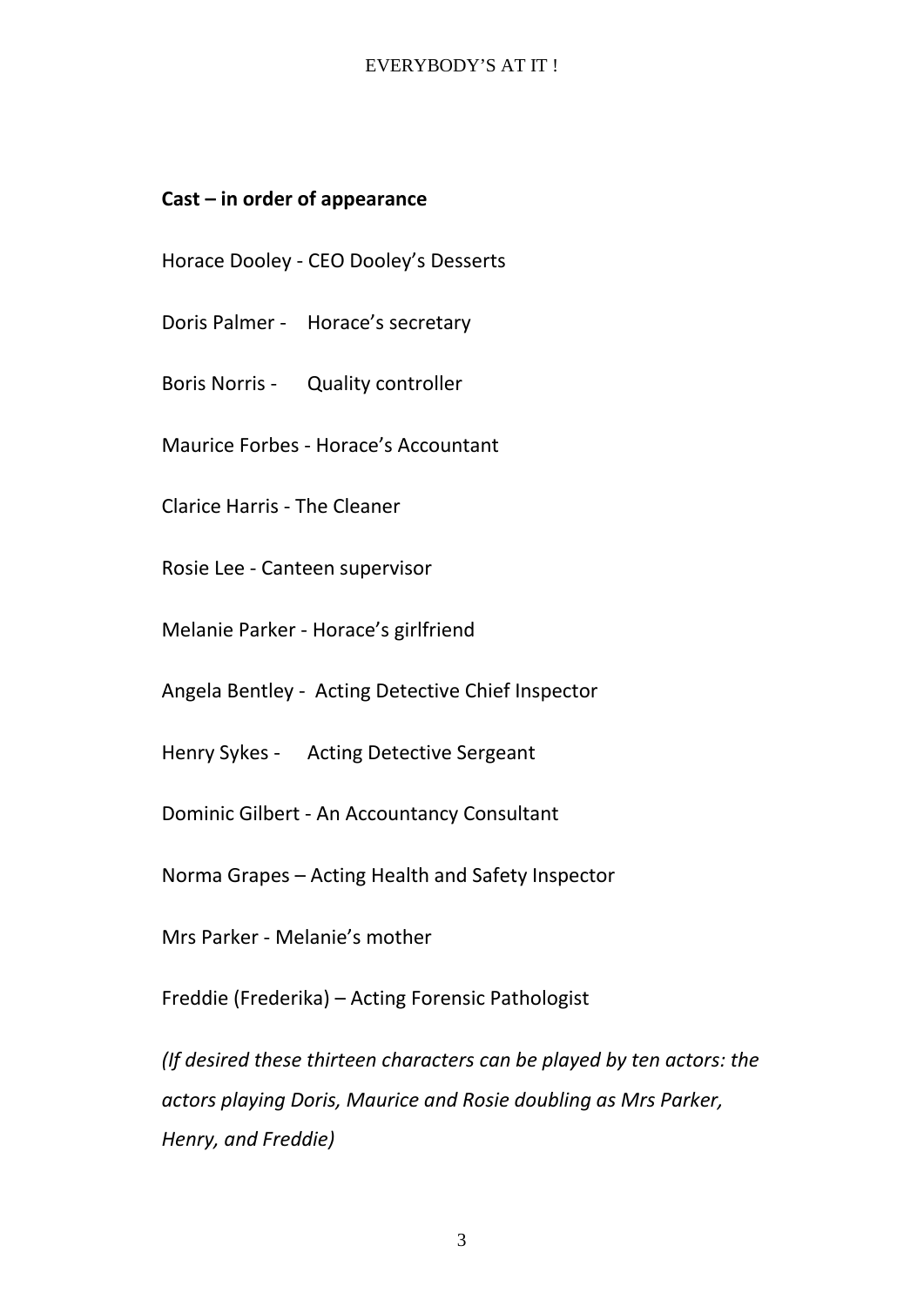**Cast – in order of appearance**

Horace Dooley - CEO Dooley's Desserts

Doris Palmer - Horace's secretary

Boris Norris - Quality controller

Maurice Forbes - Horace's Accountant

Clarice Harris - The Cleaner

Rosie Lee - Canteen supervisor

Melanie Parker - Horace's girlfriend

Angela Bentley - Acting Detective Chief Inspector

Henry Sykes - Acting Detective Sergeant

Dominic Gilbert - An Accountancy Consultant

Norma Grapes – Acting Health and Safety Inspector

Mrs Parker - Melanie's mother

Freddie (Frederika) – Acting Forensic Pathologist

*(If desired these thirteen characters can be played by ten actors: the actors playing Doris, Maurice and Rosie doubling as Mrs Parker, Henry, and Freddie)*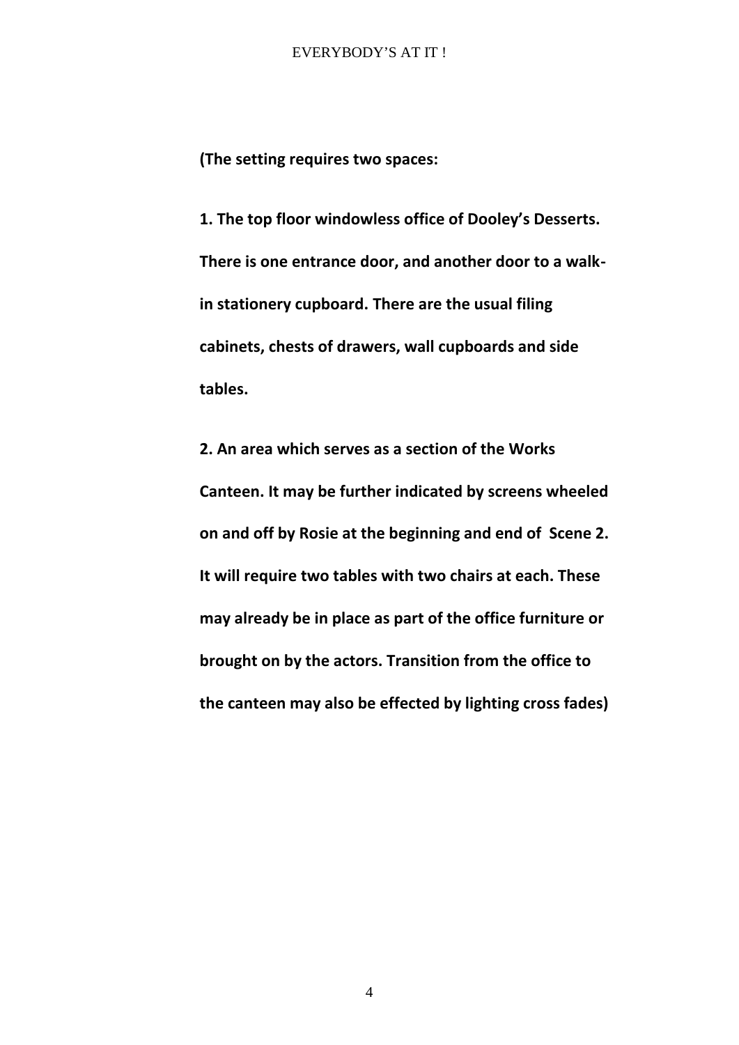**(The setting requires two spaces:**

**1. The top floor windowless office of Dooley's Desserts. There is one entrance door, and another door to a walk-in stationery cupboard. There are the usual filing cabinets, chests of drawers, wall cupboards and side tables.**

**2. An area which serves as a section of the Works Canteen. It may be further indicated by screens wheeled on and off by Rosie at the beginning and end of Scene 2. It will require two tables with two chairs at each. These may already be in place as part of the office furniture or brought on by the actors. Transition from the office to the canteen may also be effected by lighting cross fades)**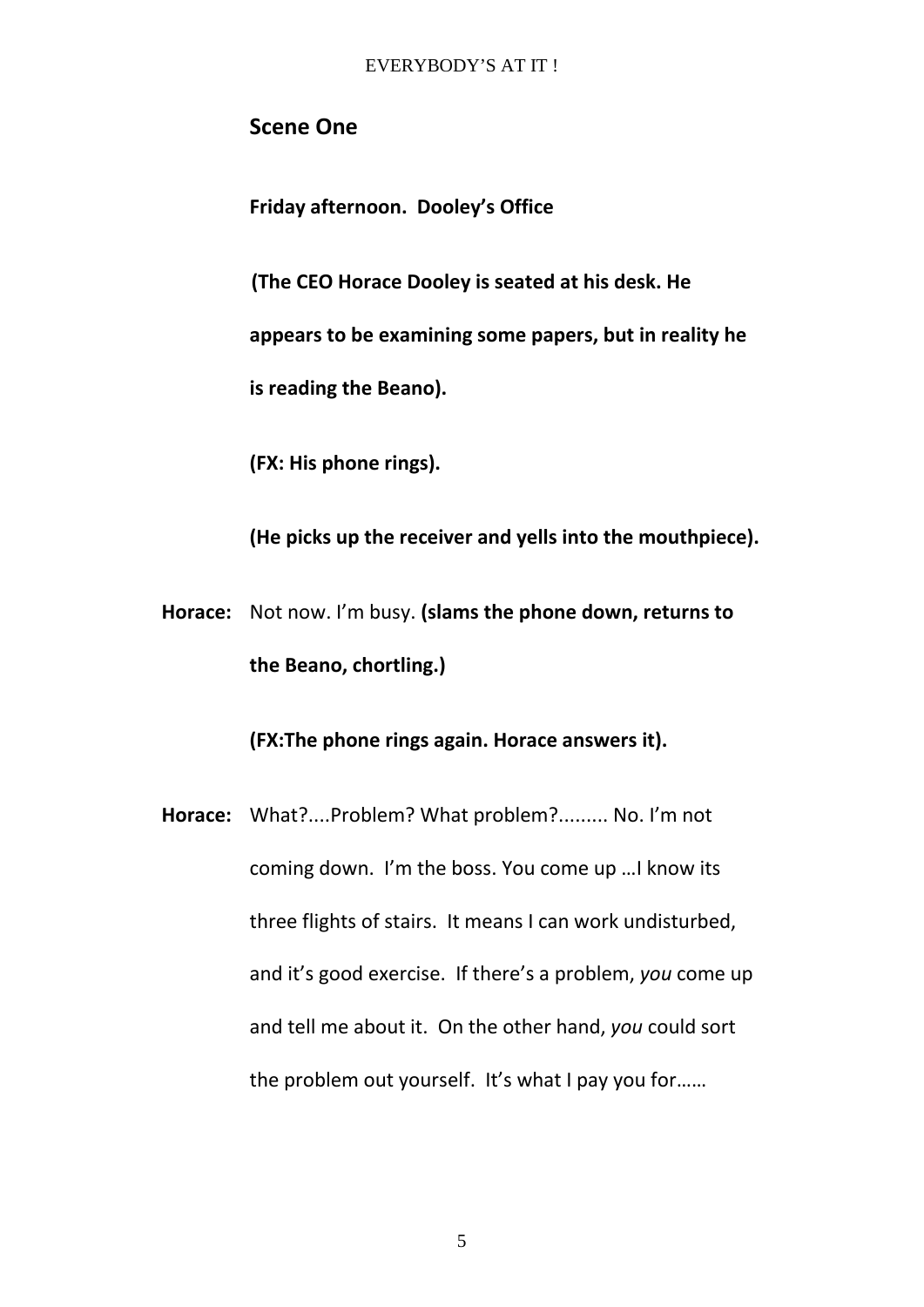## Scene One

**Friday afternoon. Dooley's Office**

**(The CEO Horace Dooley is seated at his desk. He appears to be examining some papers, but in reality he is reading the Beano).**

**(FX: His phone rings).**

**(He picks up the receiver and yells into the mouthpiece).**

**Horace:** Not now. I'm busy. **(slams the phone down, returns to the Beano, chortling.)**

**(FX:The phone rings again. Horace answers it).**

**Horace:** What?....Problem? What problem?......... No. I'm not coming down. I'm the boss. You come up …I know its three flights of stairs. It means I can work undisturbed, and it's good exercise. If there's a problem, *you* come up and tell me about it. On the other hand, *you* could sort the problem out yourself. It's what I pay you for……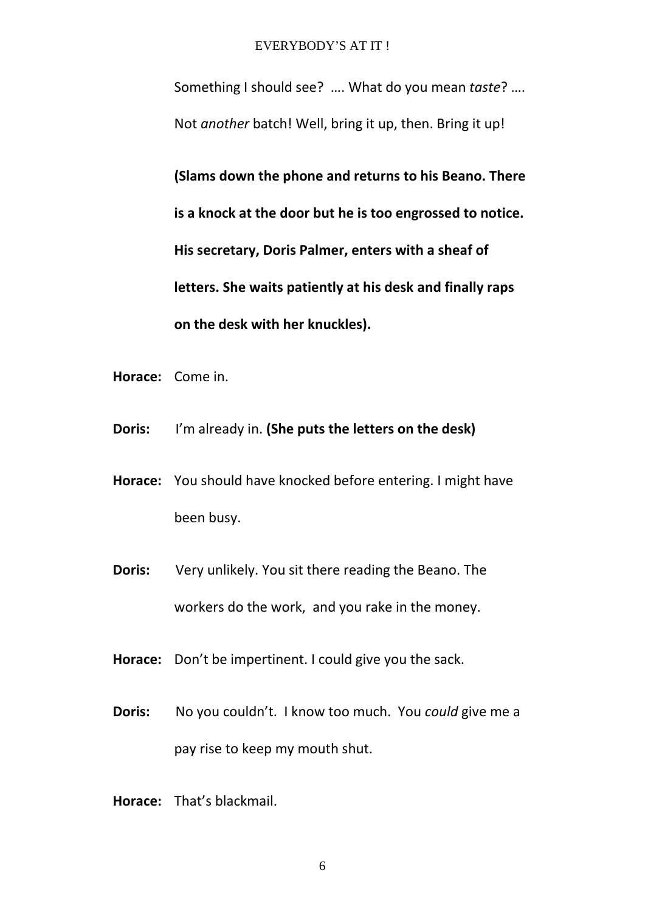Something I should see? …. What do you mean *taste*? …. Not *another* batch! Well, bring it up, then. Bring it up!

**(Slams down the phone and returns to his Beano. There is a knock at the door but he is too engrossed to notice. His secretary, Doris Palmer, enters with a sheaf of letters. She waits patiently at his desk and finally raps on the desk with her knuckles).**

**Horace:** Come in.

**Doris:** I'm already in. **(She puts the letters on the desk)**

**Horace:** You should have knocked before entering. I might have been busy.

**Doris:** Very unlikely. You sit there reading the Beano. The workers do the work, and you rake in the money.

**Horace:** Don't be impertinent. I could give you the sack.

**Doris:** No you couldn't. I know too much. You *could* give me a pay rise to keep my mouth shut.

**Horace:** That's blackmail.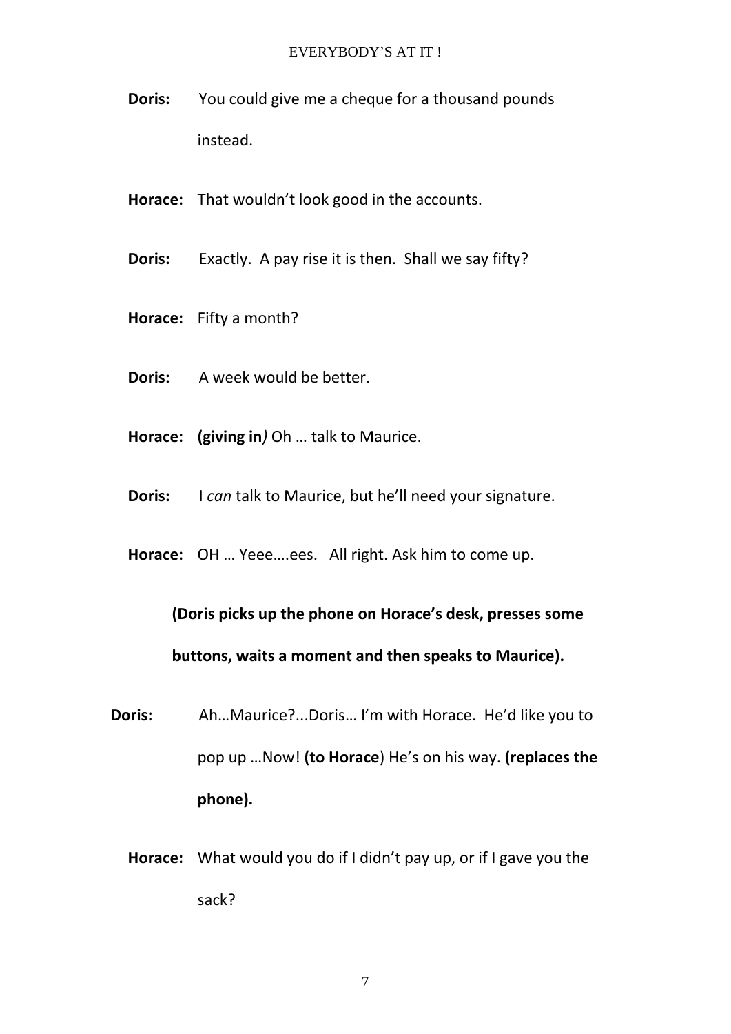**Doris:** You could give me a cheque for a thousand pounds instead.

**Horace:** That wouldn't look good in the accounts.

**Doris:** Exactly. A pay rise it is then. Shall we say fifty?

**Horace:** Fifty a month?

**Doris:** A week would be better.

**Horace:** **(giving in***)* Oh … talk to Maurice.

**Doris:** I *can* talk to Maurice, but he'll need your signature.

**Horace:** OH … Yeee….ees. All right. Ask him to come up.

**(Doris picks up the phone on Horace's desk, presses some buttons, waits a moment and then speaks to Maurice).**

**Doris:** Ah…Maurice?...Doris… I'm with Horace. He'd like you to pop up …Now! **(to Horace**) He's on his way. **(replaces the phone).**

**Horace:** What would you do if I didn't pay up, or if I gave you the sack?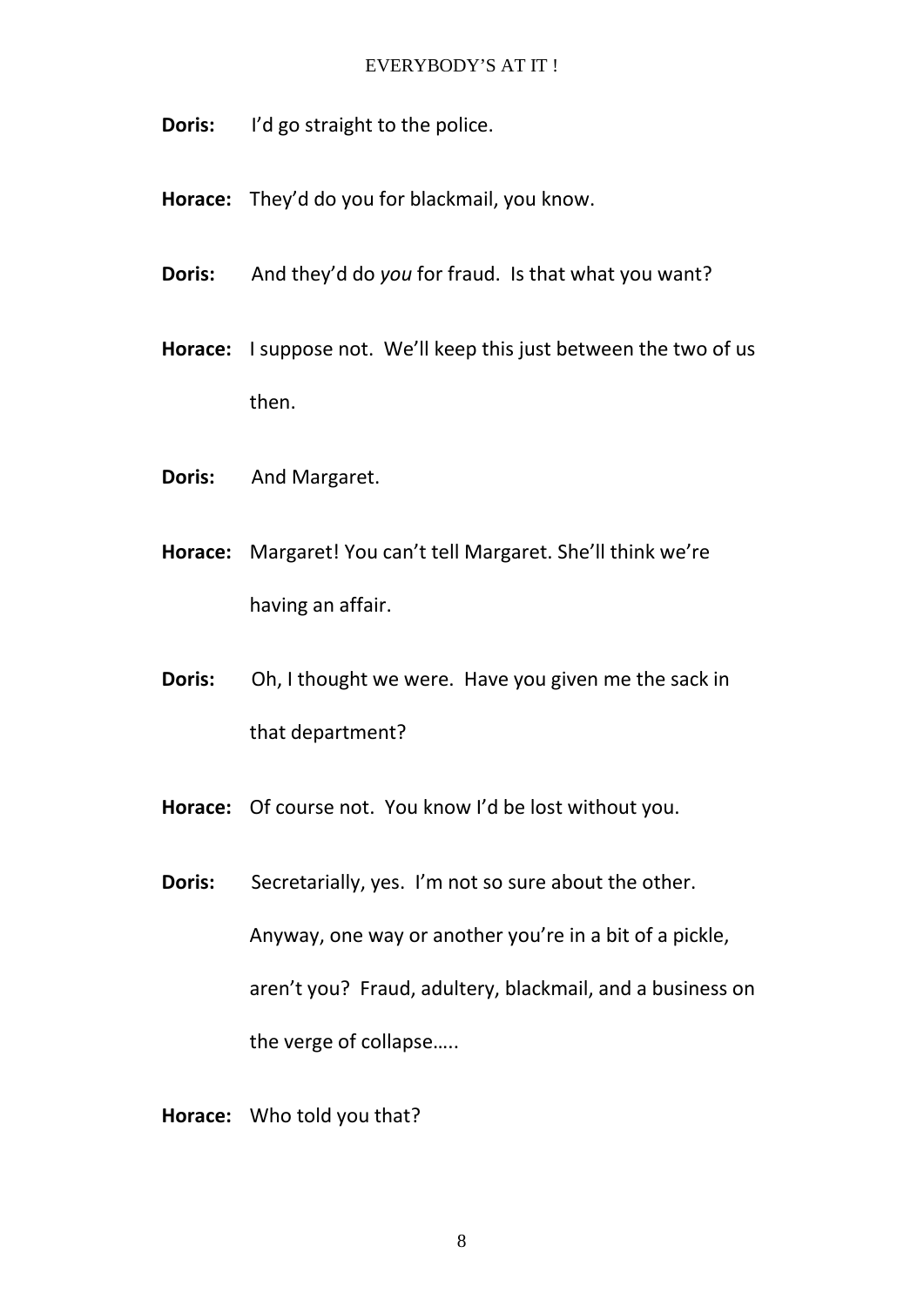**Doris:** I'd go straight to the police.

**Horace:** They'd do you for blackmail, you know.

**Doris:** And they'd do *you* for fraud. Is that what you want?

**Horace:** I suppose not. We'll keep this just between the two of us then.

**Doris:** And Margaret.

**Horace:** Margaret! You can't tell Margaret. She'll think we're having an affair.

**Doris:** Oh, I thought we were. Have you given me the sack in that department?

**Horace:** Of course not. You know I'd be lost without you.

**Doris:** Secretarially, yes. I'm not so sure about the other. Anyway, one way or another you're in a bit of a pickle, aren't you? Fraud, adultery, blackmail, and a business on the verge of collapse…..

**Horace:** Who told you that?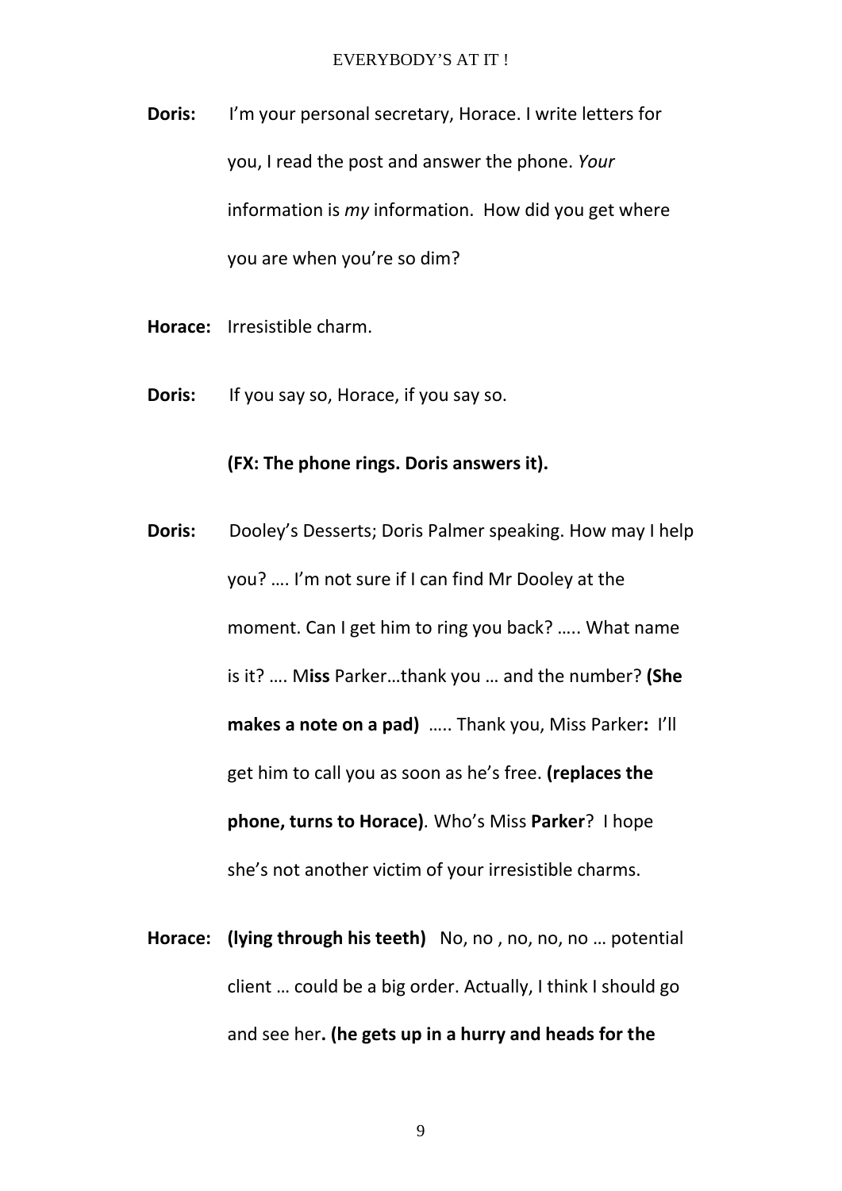**Doris:** I'm your personal secretary, Horace. I write letters for you, I read the post and answer the phone. *Your* information is *my* information. How did you get where you are when you're so dim?

**Horace:** Irresistible charm.

**Doris:** If you say so, Horace, if you say so.

**(FX: The phone rings. Doris answers it).**

**Doris:** Dooley's Desserts; Doris Palmer speaking. How may I help you? …. I'm not sure if I can find Mr Dooley at the moment. Can I get him to ring you back? ….. What name is it? …. M**iss** Parker…thank you … and the number? **(She makes a note on a pad)** ….. Thank you, Miss Parker**:** I'll get him to call you as soon as he's free. **(replaces the phone, turns to Horace)**. Who's Miss **Parker**? I hope she's not another victim of your irresistible charms.

**Horace:** **(lying through his teeth)** No, no , no, no, no … potential client … could be a big order. Actually, I think I should go and see her**. (he gets up in a hurry and heads for the**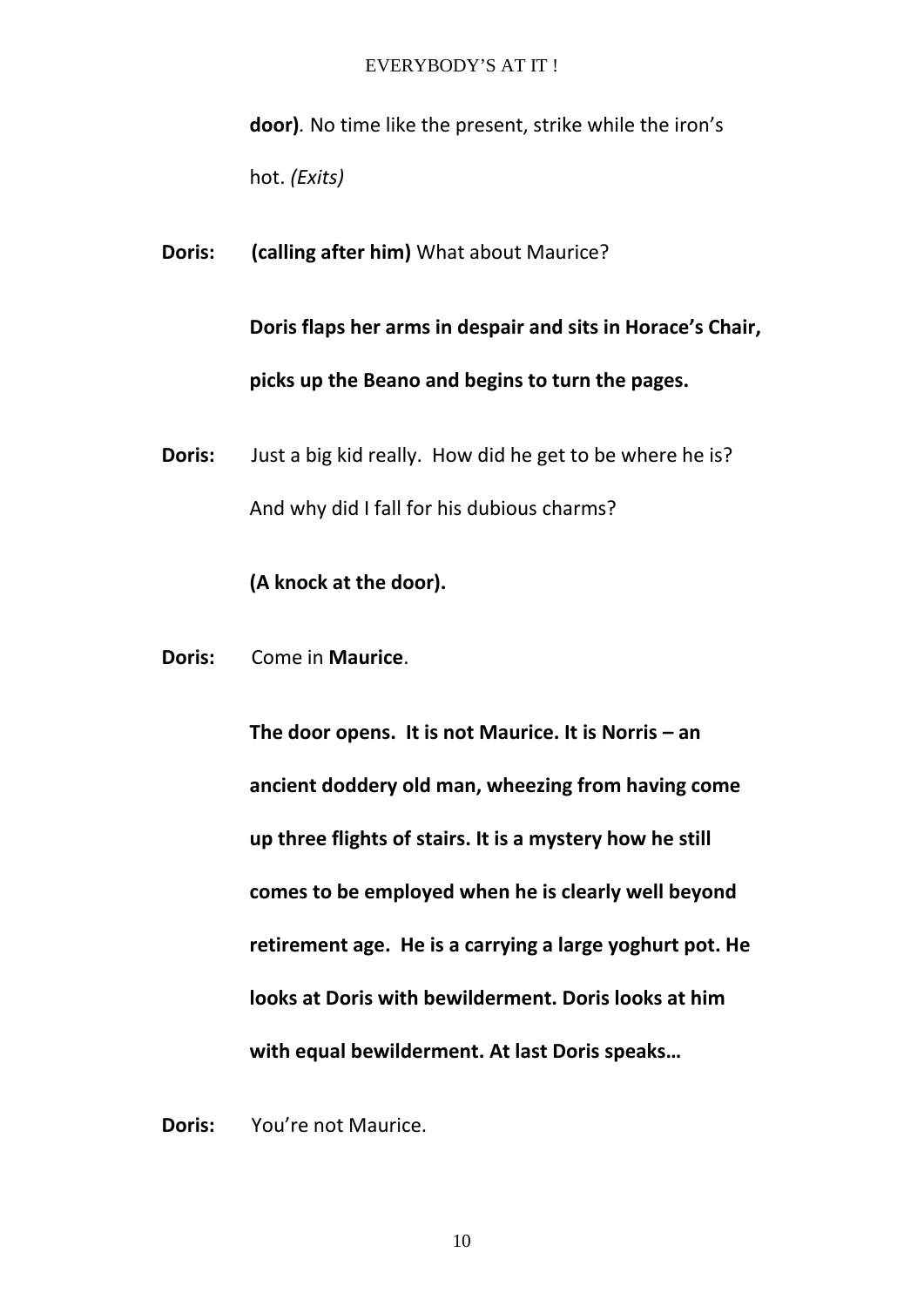**door)**. No time like the present, strike while the iron's hot. *(Exits)*

**Doris:** **(calling after him)** What about Maurice?

**Doris flaps her arms in despair and sits in Horace's Chair, picks up the Beano and begins to turn the pages.**

**Doris:** Just a big kid really. How did he get to be where he is? And why did I fall for his dubious charms?

**(A knock at the door).**

**Doris:** Come in **Maurice**.

**The door opens. It is not Maurice. It is Norris – an ancient doddery old man, wheezing from having come up three flights of stairs. It is a mystery how he still comes to be employed when he is clearly well beyond retirement age. He is a carrying a large yoghurt pot. He looks at Doris with bewilderment. Doris looks at him with equal bewilderment. At last Doris speaks…**

**Doris:** You're not Maurice.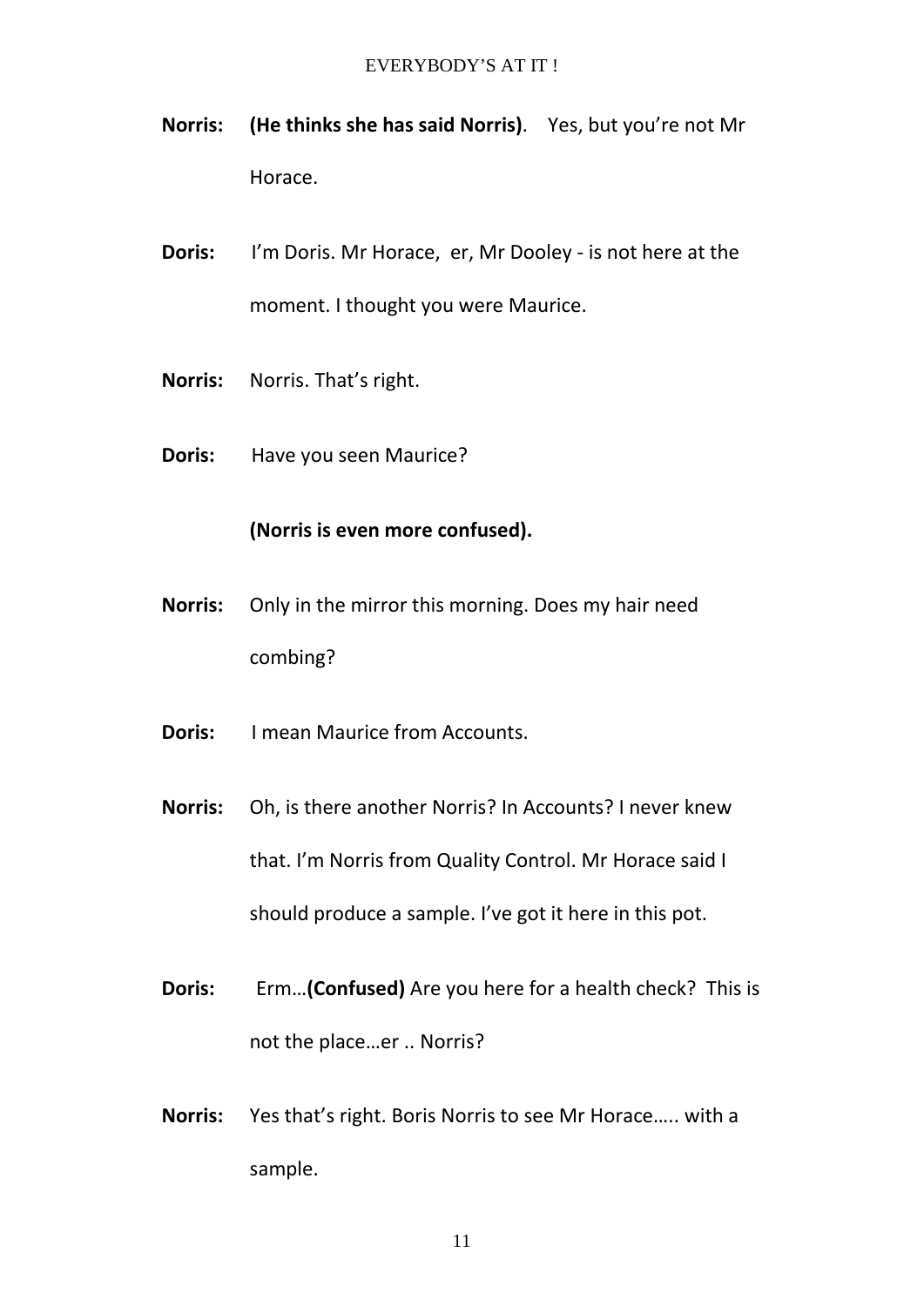**Norris:** **(He thinks she has said Norris)**. Yes, but you're not Mr Horace.

**Doris:** I'm Doris. Mr Horace, er, Mr Dooley - is not here at the moment. I thought you were Maurice.

**Norris:** Norris. That's right.

**Doris:** Have you seen Maurice?

**(Norris is even more confused).**

**Norris:** Only in the mirror this morning. Does my hair need combing?

**Doris:** I mean Maurice from Accounts.

**Norris:** Oh, is there another Norris? In Accounts? I never knew that. I'm Norris from Quality Control. Mr Horace said I should produce a sample. I've got it here in this pot.

**Doris:** Erm…**(Confused)** Are you here for a health check? This is not the place…er .. Norris?

**Norris:** Yes that's right. Boris Norris to see Mr Horace….. with a sample.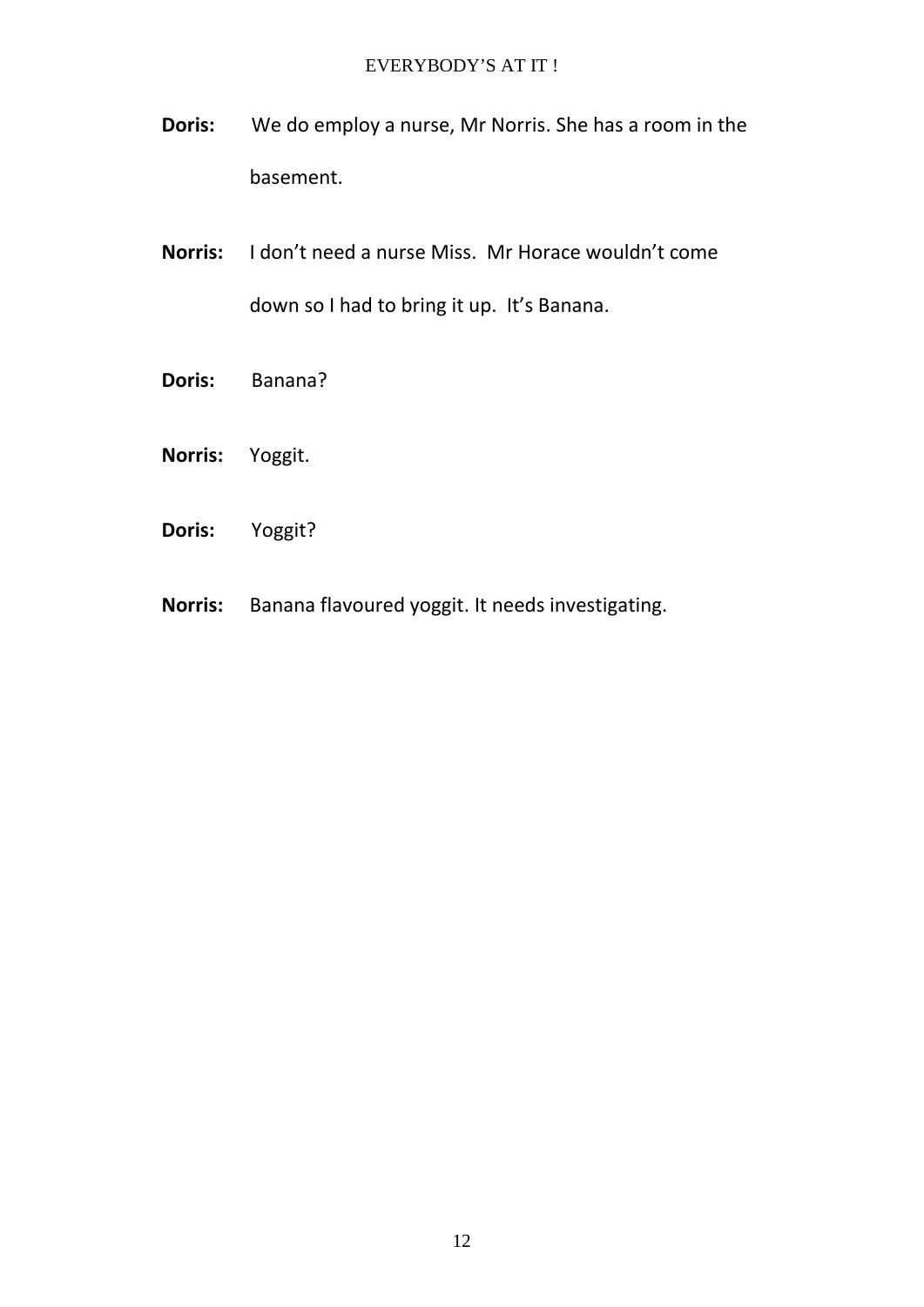**Doris:** We do employ a nurse, Mr Norris. She has a room in the basement.

**Norris:** I don't need a nurse Miss. Mr Horace wouldn't come down so I had to bring it up. It's Banana.

**Doris:** Banana?

**Norris:** Yoggit.

**Doris:** Yoggit?

**Norris:** Banana flavoured yoggit. It needs investigating.